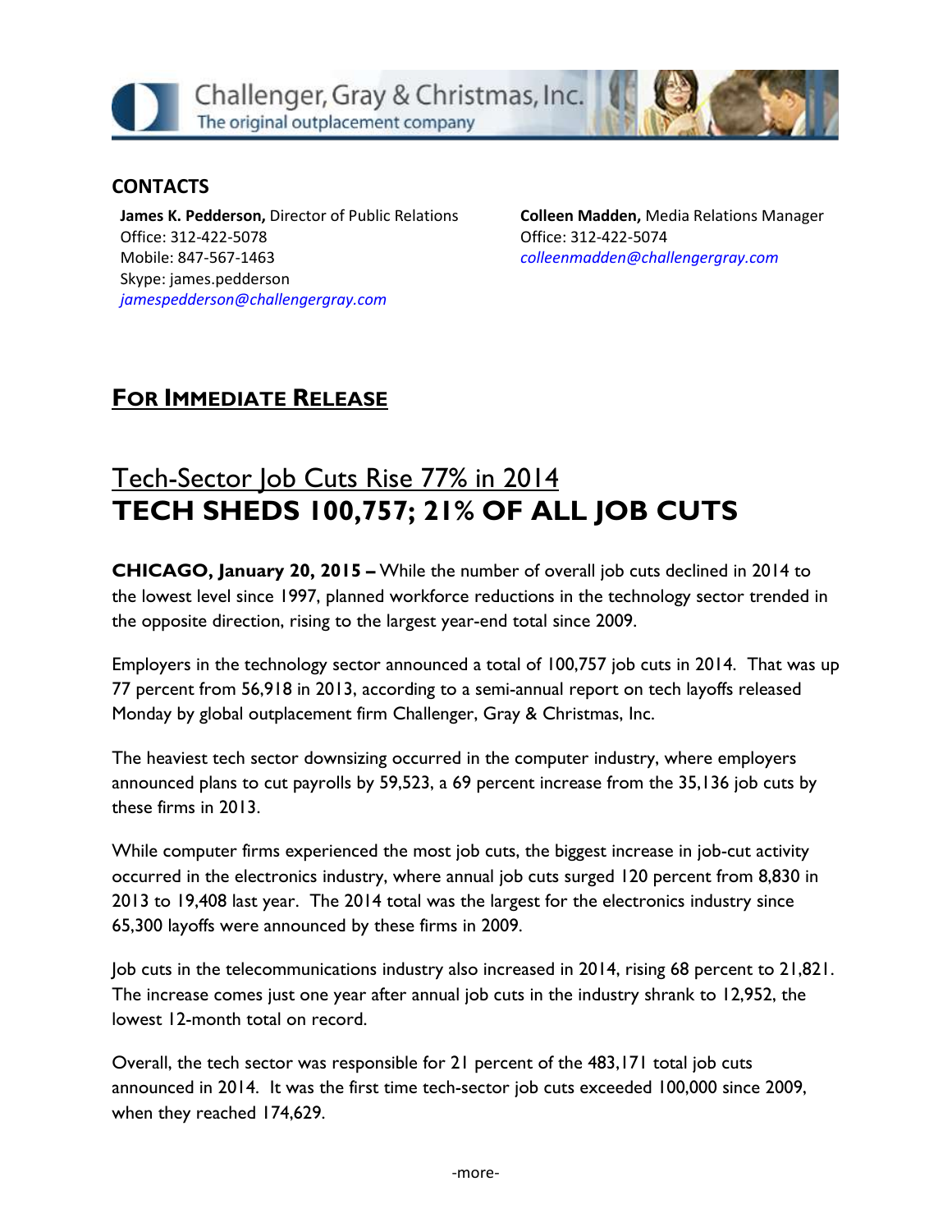Challenger, Gray & Christmas, Inc.
The original outplacement company

**CONTACTS**

**James K. Pedderson,** Director of Public Relations
Office: 312-422-5078
Mobile: 847-567-1463
Skype: james.pedderson
*jamespedderson@challengergray.com*

**Colleen Madden,** Media Relations Manager
Office: 312-422-5074
*colleenmadden@challengergray.com*

## **For Immediate Release**

# Tech-Sector Job Cuts Rise 77% in 2014
# **TECH SHEDS 100,757; 21% OF ALL JOB CUTS**

**CHICAGO, January 20, 2015 –** While the number of overall job cuts declined in 2014 to the lowest level since 1997, planned workforce reductions in the technology sector trended in the opposite direction, rising to the largest year-end total since 2009.

Employers in the technology sector announced a total of 100,757 job cuts in 2014. That was up 77 percent from 56,918 in 2013, according to a semi-annual report on tech layoffs released Monday by global outplacement firm Challenger, Gray & Christmas, Inc.

The heaviest tech sector downsizing occurred in the computer industry, where employers announced plans to cut payrolls by 59,523, a 69 percent increase from the 35,136 job cuts by these firms in 2013.

While computer firms experienced the most job cuts, the biggest increase in job-cut activity occurred in the electronics industry, where annual job cuts surged 120 percent from 8,830 in 2013 to 19,408 last year. The 2014 total was the largest for the electronics industry since 65,300 layoffs were announced by these firms in 2009.

Job cuts in the telecommunications industry also increased in 2014, rising 68 percent to 21,821. The increase comes just one year after annual job cuts in the industry shrank to 12,952, the lowest 12-month total on record.

Overall, the tech sector was responsible for 21 percent of the 483,171 total job cuts announced in 2014. It was the first time tech-sector job cuts exceeded 100,000 since 2009, when they reached 174,629.

-more-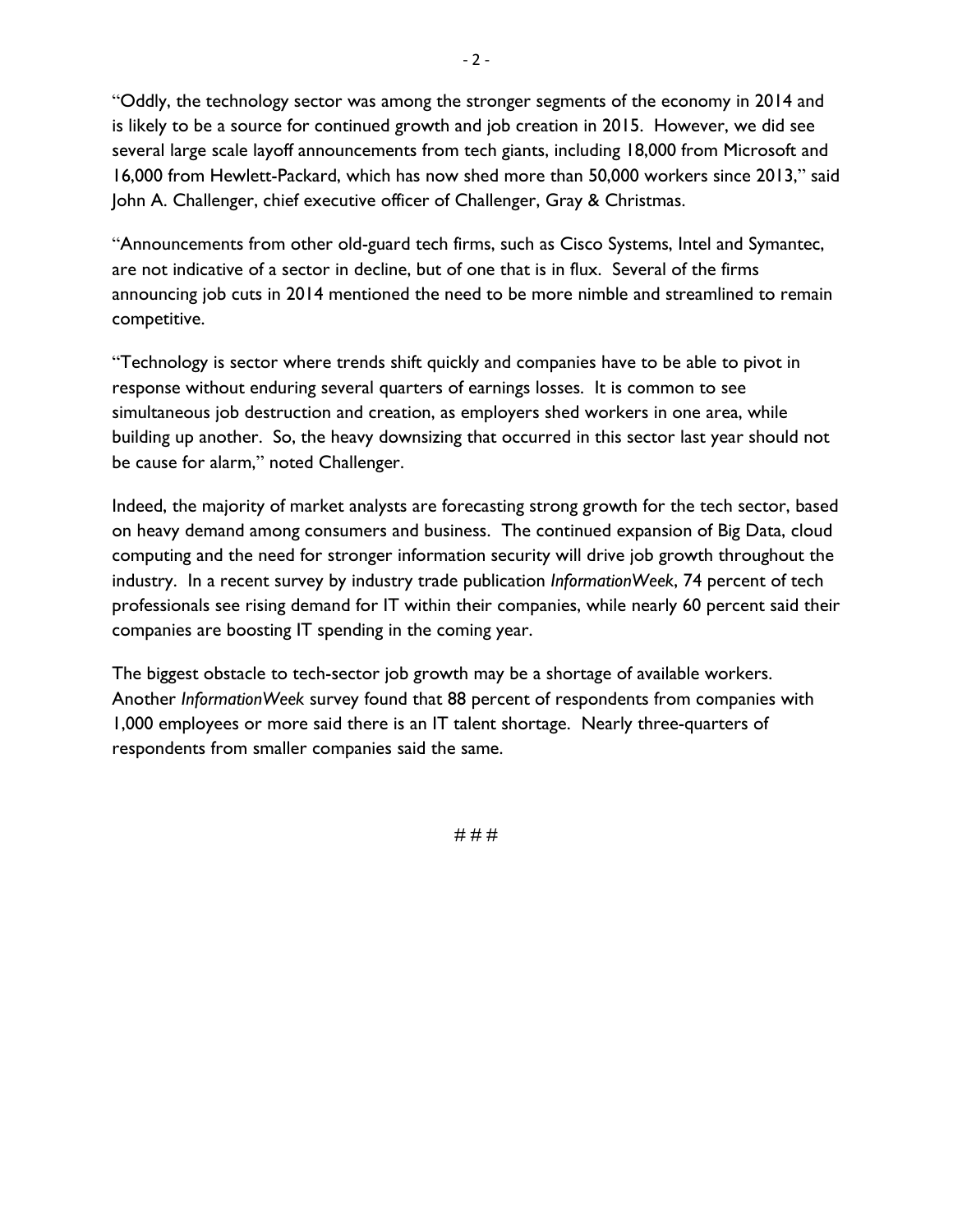"Oddly, the technology sector was among the stronger segments of the economy in 2014 and is likely to be a source for continued growth and job creation in 2015. However, we did see several large scale layoff announcements from tech giants, including 18,000 from Microsoft and 16,000 from Hewlett-Packard, which has now shed more than 50,000 workers since 2013," said John A. Challenger, chief executive officer of Challenger, Gray & Christmas.

"Announcements from other old-guard tech firms, such as Cisco Systems, Intel and Symantec, are not indicative of a sector in decline, but of one that is in flux. Several of the firms announcing job cuts in 2014 mentioned the need to be more nimble and streamlined to remain competitive.

"Technology is sector where trends shift quickly and companies have to be able to pivot in response without enduring several quarters of earnings losses. It is common to see simultaneous job destruction and creation, as employers shed workers in one area, while building up another. So, the heavy downsizing that occurred in this sector last year should not be cause for alarm," noted Challenger.

Indeed, the majority of market analysts are forecasting strong growth for the tech sector, based on heavy demand among consumers and business. The continued expansion of Big Data, cloud computing and the need for stronger information security will drive job growth throughout the industry. In a recent survey by industry trade publication *InformationWeek*, 74 percent of tech professionals see rising demand for IT within their companies, while nearly 60 percent said their companies are boosting IT spending in the coming year.

The biggest obstacle to tech-sector job growth may be a shortage of available workers. Another *InformationWeek* survey found that 88 percent of respondents from companies with 1,000 employees or more said there is an IT talent shortage. Nearly three-quarters of respondents from smaller companies said the same.

# # #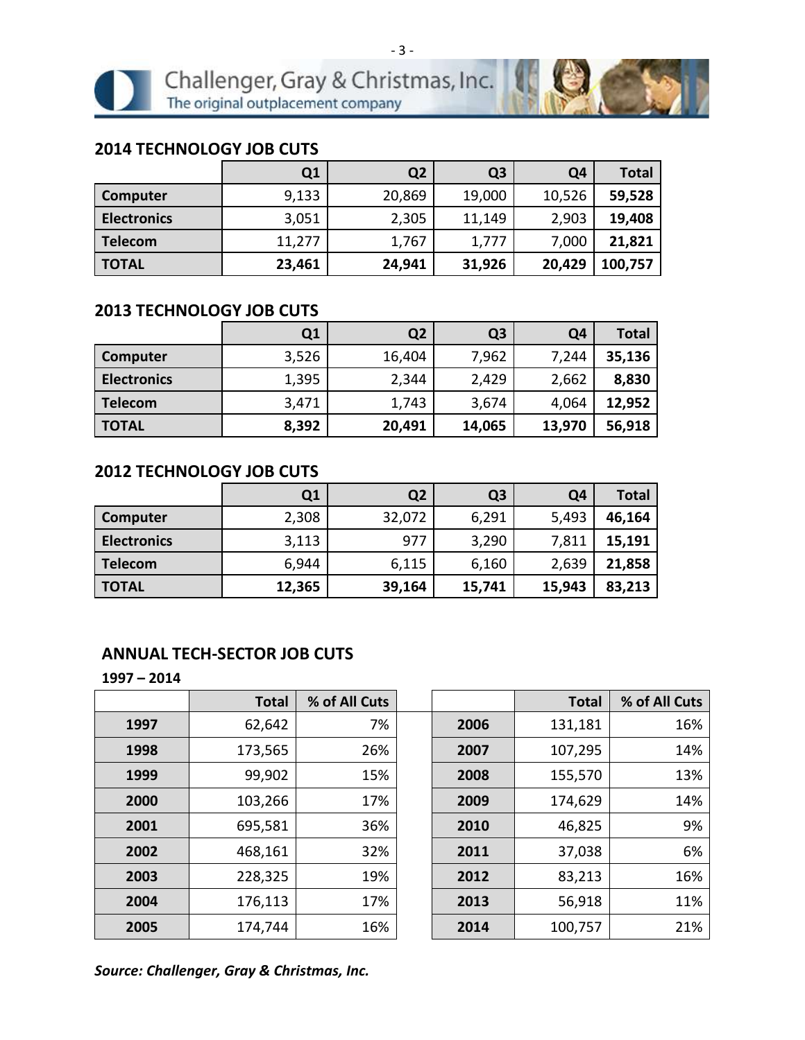## 2014 TECHNOLOGY JOB CUTS

| | Q1 | Q2 | Q3 | Q4 | Total |
|---|---|---|---|---|---|
| **Computer** | 9,133 | 20,869 | 19,000 | 10,526 | **59,528** |
| **Electronics** | 3,051 | 2,305 | 11,149 | 2,903 | **19,408** |
| **Telecom** | 11,277 | 1,767 | 1,777 | 7,000 | **21,821** |
| **TOTAL** | **23,461** | **24,941** | **31,926** | **20,429** | **100,757** |

## 2013 TECHNOLOGY JOB CUTS

| | Q1 | Q2 | Q3 | Q4 | Total |
|---|---|---|---|---|---|
| **Computer** | 3,526 | 16,404 | 7,962 | 7,244 | **35,136** |
| **Electronics** | 1,395 | 2,344 | 2,429 | 2,662 | **8,830** |
| **Telecom** | 3,471 | 1,743 | 3,674 | 4,064 | **12,952** |
| **TOTAL** | **8,392** | **20,491** | **14,065** | **13,970** | **56,918** |

## 2012 TECHNOLOGY JOB CUTS

| | Q1 | Q2 | Q3 | Q4 | Total |
|---|---|---|---|---|---|
| **Computer** | 2,308 | 32,072 | 6,291 | 5,493 | **46,164** |
| **Electronics** | 3,113 | 977 | 3,290 | 7,811 | **15,191** |
| **Telecom** | 6,944 | 6,115 | 6,160 | 2,639 | **21,858** |
| **TOTAL** | **12,365** | **39,164** | **15,741** | **15,943** | **83,213** |

## ANNUAL TECH-SECTOR JOB CUTS

**1997 – 2014**

| | Total | % of All Cuts |
|---|---|---|
| **1997** | 62,642 | 7% |
| **1998** | 173,565 | 26% |
| **1999** | 99,902 | 15% |
| **2000** | 103,266 | 17% |
| **2001** | 695,581 | 36% |
| **2002** | 468,161 | 32% |
| **2003** | 228,325 | 19% |
| **2004** | 176,113 | 17% |
| **2005** | 174,744 | 16% |

| | Total | % of All Cuts |
|---|---|---|
| **2006** | 131,181 | 16% |
| **2007** | 107,295 | 14% |
| **2008** | 155,570 | 13% |
| **2009** | 174,629 | 14% |
| **2010** | 46,825 | 9% |
| **2011** | 37,038 | 6% |
| **2012** | 83,213 | 16% |
| **2013** | 56,918 | 11% |
| **2014** | 100,757 | 21% |

***Source: Challenger, Gray & Christmas, Inc.***